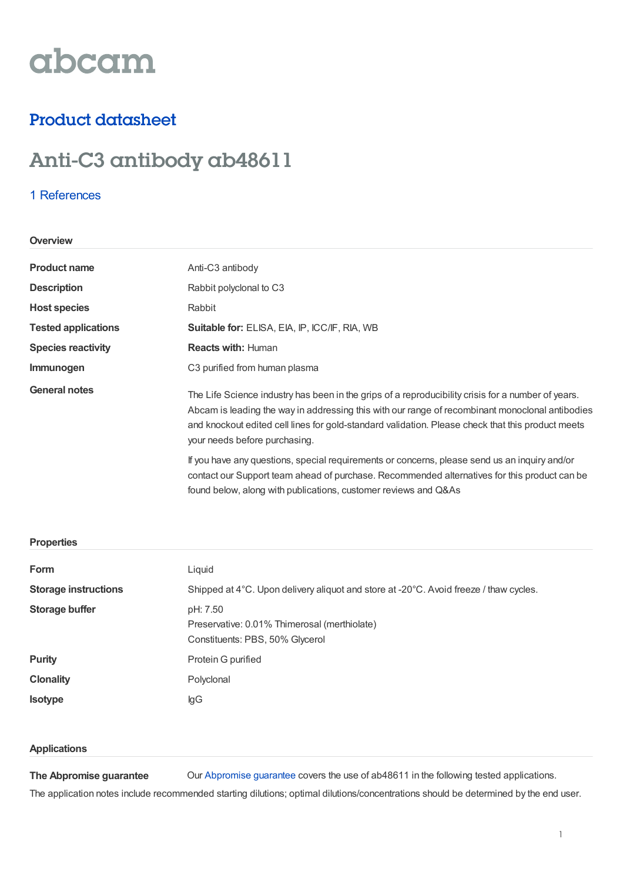abcam

## Product datasheet

# Anti-C3 antibody ab48611

1 References

### Overview

| | |
|---|---|
| **Product name** | Anti-C3 antibody |
| **Description** | Rabbit polyclonal to C3 |
| **Host species** | Rabbit |
| **Tested applications** | **Suitable for:** ELISA, EIA, IP, ICC/IF, RIA, WB |
| **Species reactivity** | **Reacts with:** Human |
| **Immunogen** | C3 purified from human plasma |
| **General notes** | The Life Science industry has been in the grips of a reproducibility crisis for a number of years. Abcam is leading the way in addressing this with our range of recombinant monoclonal antibodies and knockout edited cell lines for gold-standard validation. Please check that this product meets your needs before purchasing.<br><br>If you have any questions, special requirements or concerns, please send us an inquiry and/or contact our Support team ahead of purchase. Recommended alternatives for this product can be found below, along with publications, customer reviews and Q&As |

### Properties

| | |
|---|---|
| **Form** | Liquid |
| **Storage instructions** | Shipped at 4°C. Upon delivery aliquot and store at -20°C. Avoid freeze / thaw cycles. |
| **Storage buffer** | pH: 7.50<br>Preservative: 0.01% Thimerosal (merthiolate)<br>Constituents: PBS, 50% Glycerol |
| **Purity** | Protein G purified |
| **Clonality** | Polyclonal |
| **Isotype** | IgG |

### Applications

**The Abpromise guarantee** Our Abpromise guarantee covers the use of ab48611 in the following tested applications.

The application notes include recommended starting dilutions; optimal dilutions/concentrations should be determined by the end user.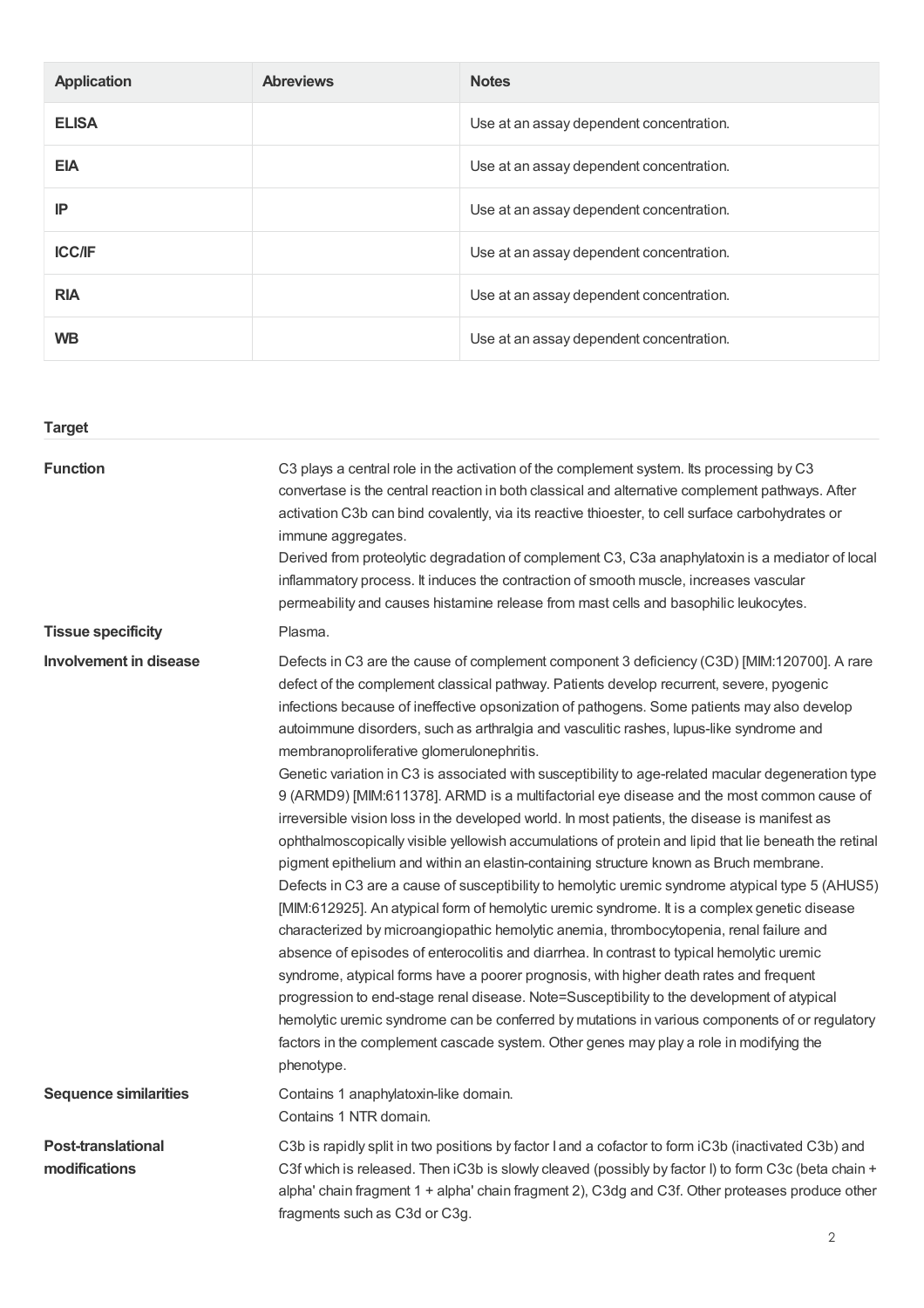| Application | Abreviews | Notes |
| --- | --- | --- |
| **ELISA** | | Use at an assay dependent concentration. |
| **EIA** | | Use at an assay dependent concentration. |
| **IP** | | Use at an assay dependent concentration. |
| **ICC/IF** | | Use at an assay dependent concentration. |
| **RIA** | | Use at an assay dependent concentration. |
| **WB** | | Use at an assay dependent concentration. |

## Target

**Function**

C3 plays a central role in the activation of the complement system. Its processing by C3 convertase is the central reaction in both classical and alternative complement pathways. After activation C3b can bind covalently, via its reactive thioester, to cell surface carbohydrates or immune aggregates.

Derived from proteolytic degradation of complement C3, C3a anaphylatoxin is a mediator of local inflammatory process. It induces the contraction of smooth muscle, increases vascular permeability and causes histamine release from mast cells and basophilic leukocytes.

**Tissue specificity**

Plasma.

**Involvement in disease**

Defects in C3 are the cause of complement component 3 deficiency (C3D) [MIM:120700]. A rare defect of the complement classical pathway. Patients develop recurrent, severe, pyogenic infections because of ineffective opsonization of pathogens. Some patients may also develop autoimmune disorders, such as arthralgia and vasculitic rashes, lupus-like syndrome and membranoproliferative glomerulonephritis.

Genetic variation in C3 is associated with susceptibility to age-related macular degeneration type 9 (ARMD9) [MIM:611378]. ARMD is a multifactorial eye disease and the most common cause of irreversible vision loss in the developed world. In most patients, the disease is manifest as ophthalmoscopically visible yellowish accumulations of protein and lipid that lie beneath the retinal pigment epithelium and within an elastin-containing structure known as Bruch membrane.

Defects in C3 are a cause of susceptibility to hemolytic uremic syndrome atypical type 5 (AHUS5) [MIM:612925]. An atypical form of hemolytic uremic syndrome. It is a complex genetic disease characterized by microangiopathic hemolytic anemia, thrombocytopenia, renal failure and absence of episodes of enterocolitis and diarrhea. In contrast to typical hemolytic uremic syndrome, atypical forms have a poorer prognosis, with higher death rates and frequent progression to end-stage renal disease. Note=Susceptibility to the development of atypical hemolytic uremic syndrome can be conferred by mutations in various components of or regulatory factors in the complement cascade system. Other genes may play a role in modifying the phenotype.

**Sequence similarities**

Contains 1 anaphylatoxin-like domain.
Contains 1 NTR domain.

**Post-translational modifications**

C3b is rapidly split in two positions by factor I and a cofactor to form iC3b (inactivated C3b) and C3f which is released. Then iC3b is slowly cleaved (possibly by factor I) to form C3c (beta chain + alpha' chain fragment 1 + alpha' chain fragment 2), C3dg and C3f. Other proteases produce other fragments such as C3d or C3g.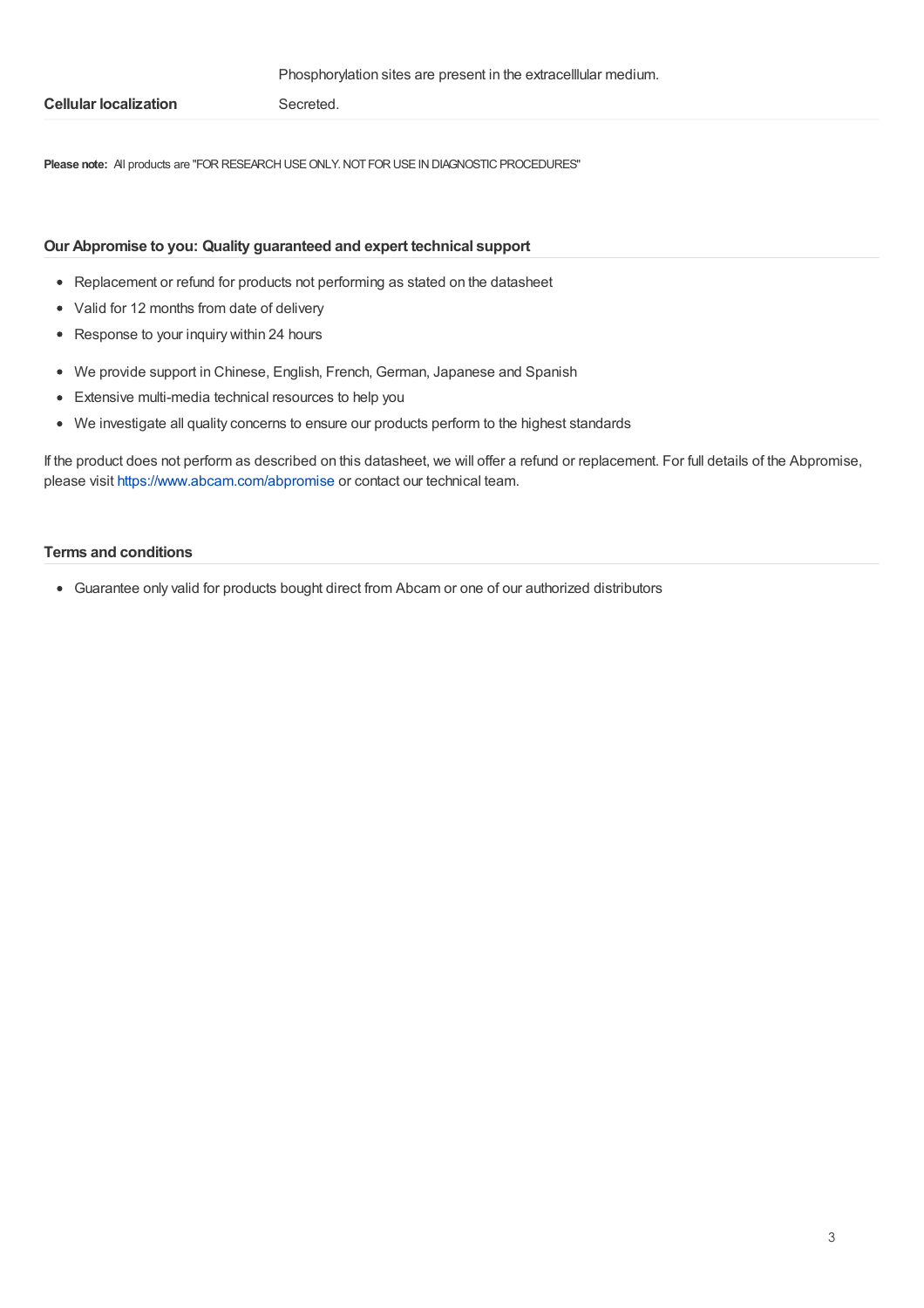| | |
|---|---|
| | Phosphorylation sites are present in the extracelllular medium. |
| **Cellular localization** | Secreted. |

**Please note:** All products are "FOR RESEARCH USE ONLY. NOT FOR USE IN DIAGNOSTIC PROCEDURES"

### Our Abpromise to you: Quality guaranteed and expert technical support

- Replacement or refund for products not performing as stated on the datasheet
- Valid for 12 months from date of delivery
- Response to your inquiry within 24 hours

- We provide support in Chinese, English, French, German, Japanese and Spanish
- Extensive multi-media technical resources to help you
- We investigate all quality concerns to ensure our products perform to the highest standards

If the product does not perform as described on this datasheet, we will offer a refund or replacement. For full details of the Abpromise, please visit https://www.abcam.com/abpromise or contact our technical team.

### Terms and conditions

- Guarantee only valid for products bought direct from Abcam or one of our authorized distributors